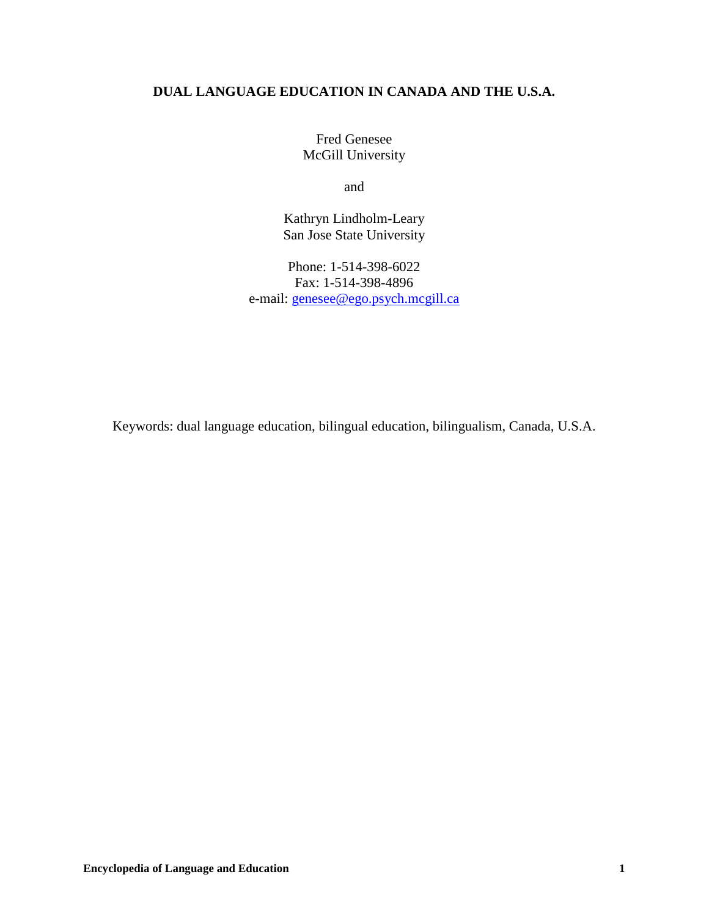# DUAL LANGUAGE EDUCATION IN CANADA AND THE U.S.A.

Fred Genesee
McGill University

and

Kathryn Lindholm-Leary
San Jose State University

Phone: 1-514-398-6022
Fax: 1-514-398-4896
e-mail: genesee@ego.psych.mcgill.ca

Keywords: dual language education, bilingual education, bilingualism, Canada, U.S.A.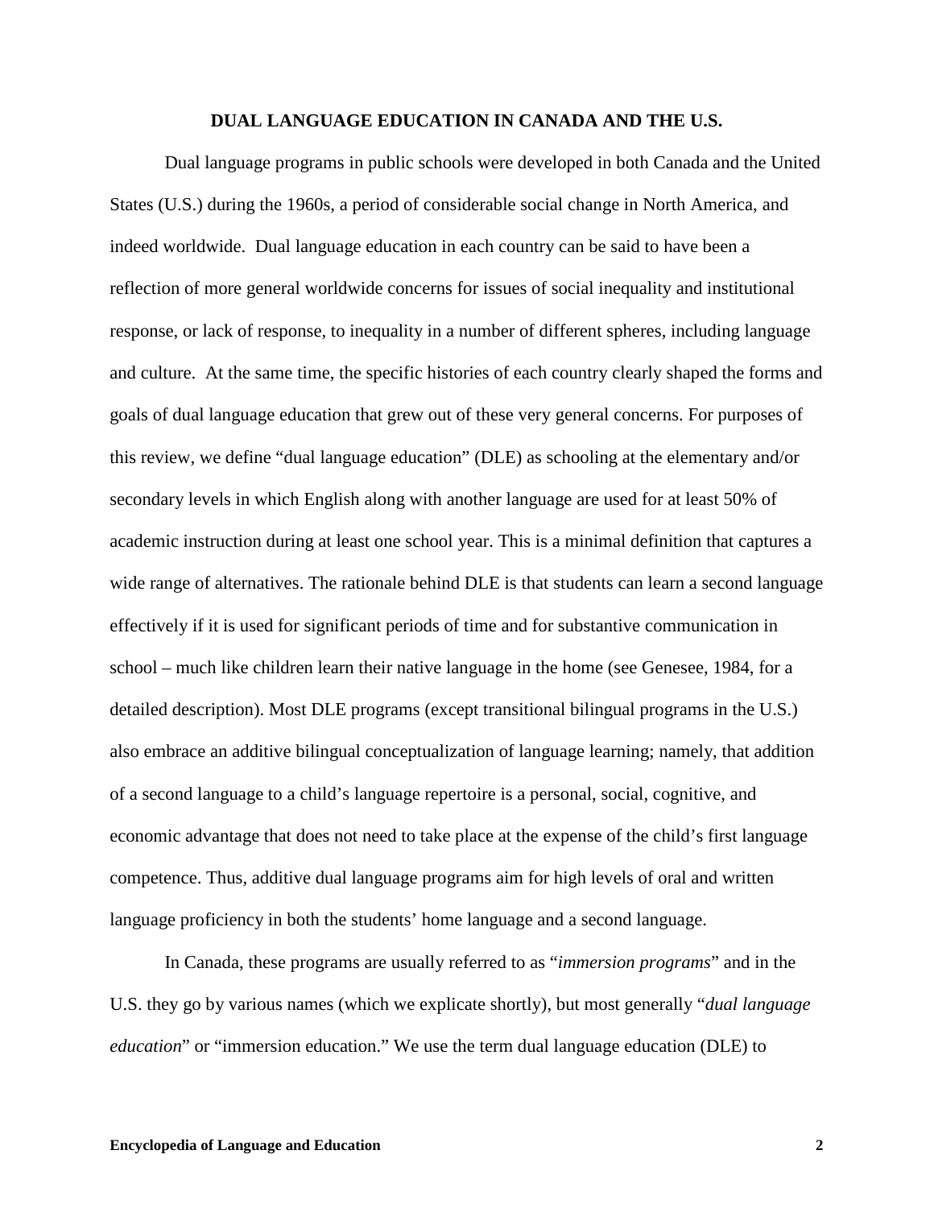## DUAL LANGUAGE EDUCATION IN CANADA AND THE U.S.

Dual language programs in public schools were developed in both Canada and the United States (U.S.) during the 1960s, a period of considerable social change in North America, and indeed worldwide. Dual language education in each country can be said to have been a reflection of more general worldwide concerns for issues of social inequality and institutional response, or lack of response, to inequality in a number of different spheres, including language and culture. At the same time, the specific histories of each country clearly shaped the forms and goals of dual language education that grew out of these very general concerns. For purposes of this review, we define "dual language education" (DLE) as schooling at the elementary and/or secondary levels in which English along with another language are used for at least 50% of academic instruction during at least one school year. This is a minimal definition that captures a wide range of alternatives. The rationale behind DLE is that students can learn a second language effectively if it is used for significant periods of time and for substantive communication in school – much like children learn their native language in the home (see Genesee, 1984, for a detailed description). Most DLE programs (except transitional bilingual programs in the U.S.) also embrace an additive bilingual conceptualization of language learning; namely, that addition of a second language to a child's language repertoire is a personal, social, cognitive, and economic advantage that does not need to take place at the expense of the child's first language competence. Thus, additive dual language programs aim for high levels of oral and written language proficiency in both the students' home language and a second language.

In Canada, these programs are usually referred to as "*immersion programs*" and in the U.S. they go by various names (which we explicate shortly), but most generally "*dual language education*" or "immersion education." We use the term dual language education (DLE) to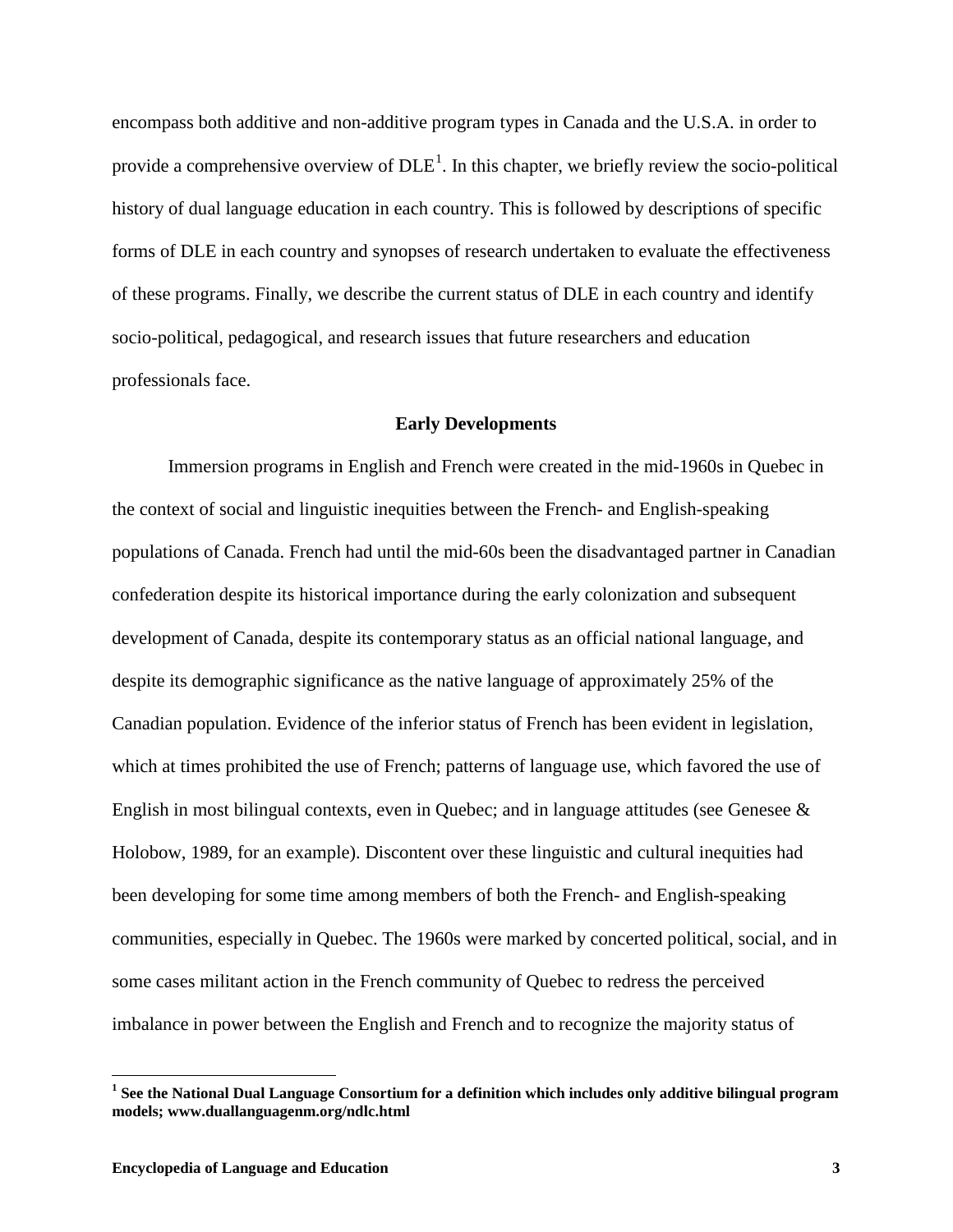encompass both additive and non-additive program types in Canada and the U.S.A. in order to provide a comprehensive overview of DLE[1]. In this chapter, we briefly review the socio-political history of dual language education in each country. This is followed by descriptions of specific forms of DLE in each country and synopses of research undertaken to evaluate the effectiveness of these programs. Finally, we describe the current status of DLE in each country and identify socio-political, pedagogical, and research issues that future researchers and education professionals face.

## Early Developments

Immersion programs in English and French were created in the mid-1960s in Quebec in the context of social and linguistic inequities between the French- and English-speaking populations of Canada. French had until the mid-60s been the disadvantaged partner in Canadian confederation despite its historical importance during the early colonization and subsequent development of Canada, despite its contemporary status as an official national language, and despite its demographic significance as the native language of approximately 25% of the Canadian population. Evidence of the inferior status of French has been evident in legislation, which at times prohibited the use of French; patterns of language use, which favored the use of English in most bilingual contexts, even in Quebec; and in language attitudes (see Genesee & Holobow, 1989, for an example). Discontent over these linguistic and cultural inequities had been developing for some time among members of both the French- and English-speaking communities, especially in Quebec. The 1960s were marked by concerted political, social, and in some cases militant action in the French community of Quebec to redress the perceived imbalance in power between the English and French and to recognize the majority status of

---

**[1] See the National Dual Language Consortium for a definition which includes only additive bilingual program models; www.duallanguagenm.org/ndlc.html**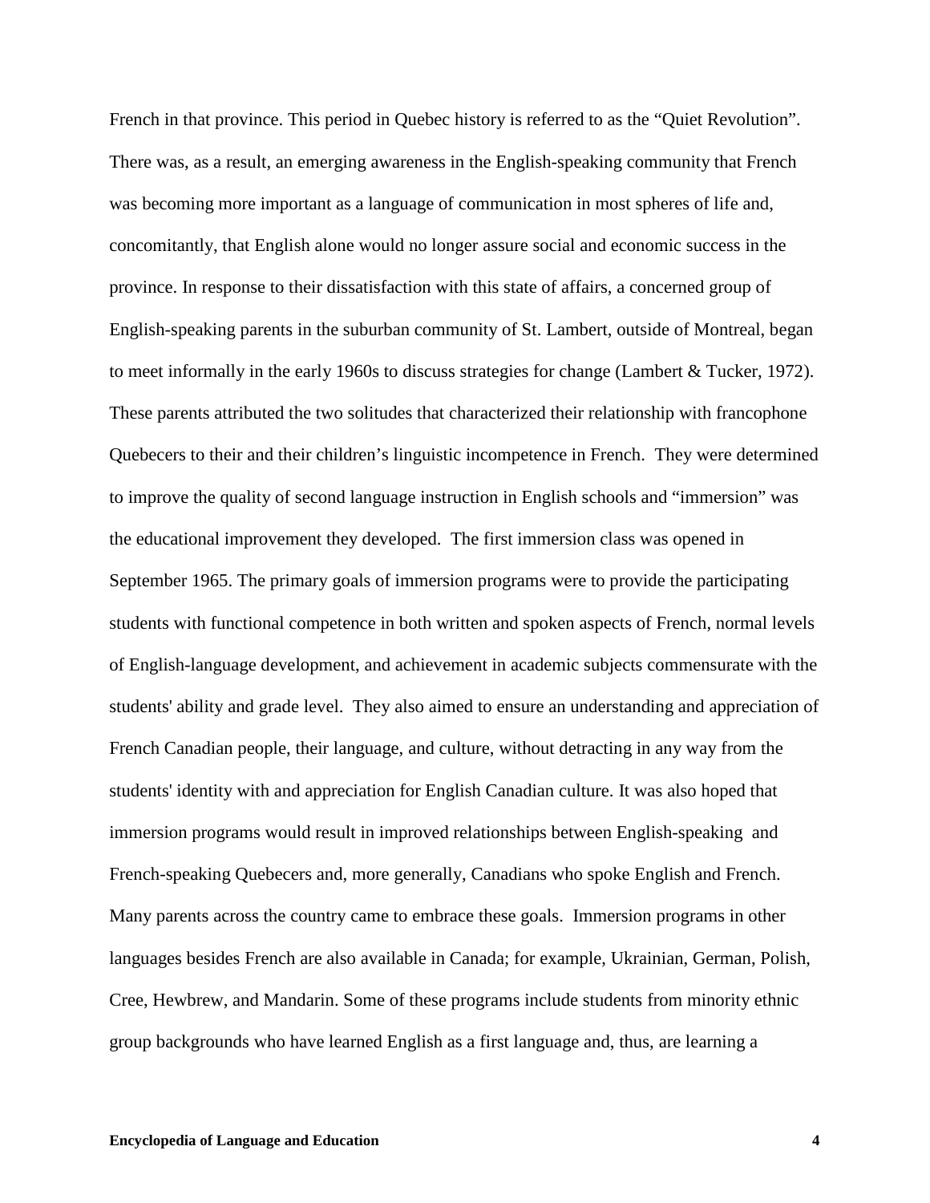French in that province. This period in Quebec history is referred to as the "Quiet Revolution". There was, as a result, an emerging awareness in the English-speaking community that French was becoming more important as a language of communication in most spheres of life and, concomitantly, that English alone would no longer assure social and economic success in the province. In response to their dissatisfaction with this state of affairs, a concerned group of English-speaking parents in the suburban community of St. Lambert, outside of Montreal, began to meet informally in the early 1960s to discuss strategies for change (Lambert & Tucker, 1972). These parents attributed the two solitudes that characterized their relationship with francophone Quebecers to their and their children's linguistic incompetence in French. They were determined to improve the quality of second language instruction in English schools and "immersion" was the educational improvement they developed. The first immersion class was opened in September 1965. The primary goals of immersion programs were to provide the participating students with functional competence in both written and spoken aspects of French, normal levels of English-language development, and achievement in academic subjects commensurate with the students' ability and grade level. They also aimed to ensure an understanding and appreciation of French Canadian people, their language, and culture, without detracting in any way from the students' identity with and appreciation for English Canadian culture. It was also hoped that immersion programs would result in improved relationships between English-speaking and French-speaking Quebecers and, more generally, Canadians who spoke English and French. Many parents across the country came to embrace these goals. Immersion programs in other languages besides French are also available in Canada; for example, Ukrainian, German, Polish, Cree, Hewbrew, and Mandarin. Some of these programs include students from minority ethnic group backgrounds who have learned English as a first language and, thus, are learning a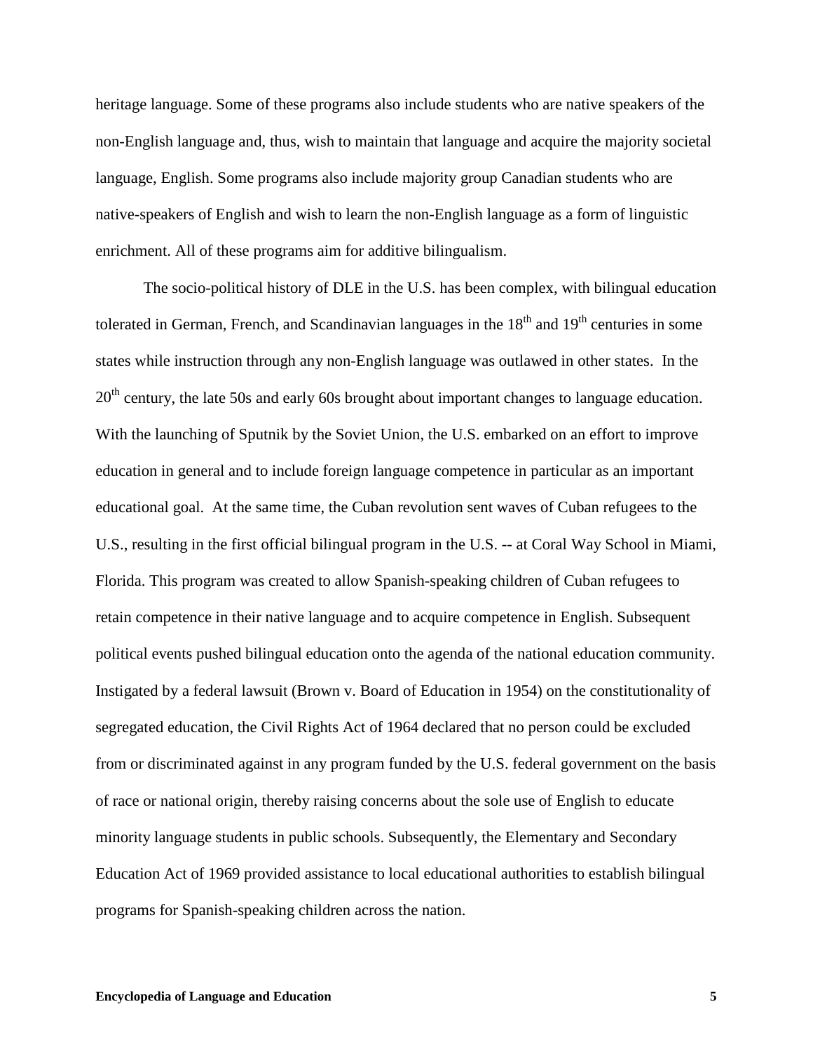heritage language. Some of these programs also include students who are native speakers of the non-English language and, thus, wish to maintain that language and acquire the majority societal language, English. Some programs also include majority group Canadian students who are native-speakers of English and wish to learn the non-English language as a form of linguistic enrichment. All of these programs aim for additive bilingualism.

The socio-political history of DLE in the U.S. has been complex, with bilingual education tolerated in German, French, and Scandinavian languages in the 18th and 19th centuries in some states while instruction through any non-English language was outlawed in other states. In the 20th century, the late 50s and early 60s brought about important changes to language education. With the launching of Sputnik by the Soviet Union, the U.S. embarked on an effort to improve education in general and to include foreign language competence in particular as an important educational goal. At the same time, the Cuban revolution sent waves of Cuban refugees to the U.S., resulting in the first official bilingual program in the U.S. -- at Coral Way School in Miami, Florida. This program was created to allow Spanish-speaking children of Cuban refugees to retain competence in their native language and to acquire competence in English. Subsequent political events pushed bilingual education onto the agenda of the national education community. Instigated by a federal lawsuit (Brown v. Board of Education in 1954) on the constitutionality of segregated education, the Civil Rights Act of 1964 declared that no person could be excluded from or discriminated against in any program funded by the U.S. federal government on the basis of race or national origin, thereby raising concerns about the sole use of English to educate minority language students in public schools. Subsequently, the Elementary and Secondary Education Act of 1969 provided assistance to local educational authorities to establish bilingual programs for Spanish-speaking children across the nation.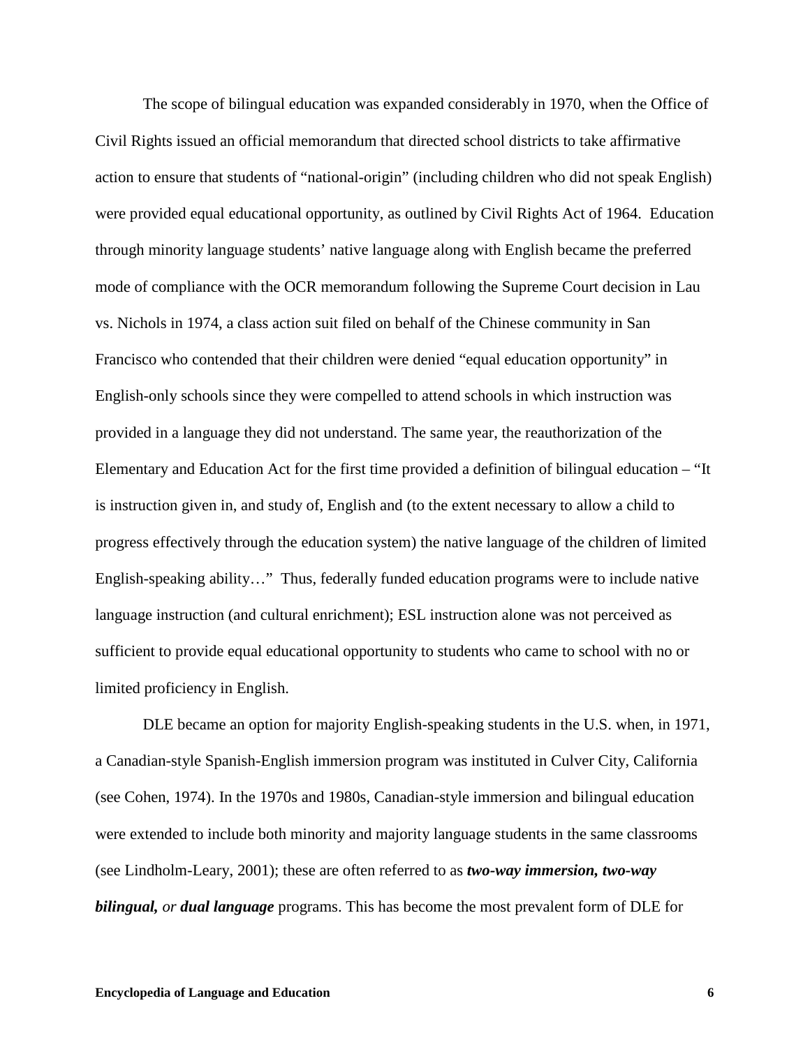The scope of bilingual education was expanded considerably in 1970, when the Office of Civil Rights issued an official memorandum that directed school districts to take affirmative action to ensure that students of "national-origin" (including children who did not speak English) were provided equal educational opportunity, as outlined by Civil Rights Act of 1964. Education through minority language students' native language along with English became the preferred mode of compliance with the OCR memorandum following the Supreme Court decision in Lau vs. Nichols in 1974, a class action suit filed on behalf of the Chinese community in San Francisco who contended that their children were denied "equal education opportunity" in English-only schools since they were compelled to attend schools in which instruction was provided in a language they did not understand. The same year, the reauthorization of the Elementary and Education Act for the first time provided a definition of bilingual education – "It is instruction given in, and study of, English and (to the extent necessary to allow a child to progress effectively through the education system) the native language of the children of limited English-speaking ability…" Thus, federally funded education programs were to include native language instruction (and cultural enrichment); ESL instruction alone was not perceived as sufficient to provide equal educational opportunity to students who came to school with no or limited proficiency in English.

DLE became an option for majority English-speaking students in the U.S. when, in 1971, a Canadian-style Spanish-English immersion program was instituted in Culver City, California (see Cohen, 1974). In the 1970s and 1980s, Canadian-style immersion and bilingual education were extended to include both minority and majority language students in the same classrooms (see Lindholm-Leary, 2001); these are often referred to as ***two-way immersion, two-way bilingual,*** *or* ***dual language*** programs. This has become the most prevalent form of DLE for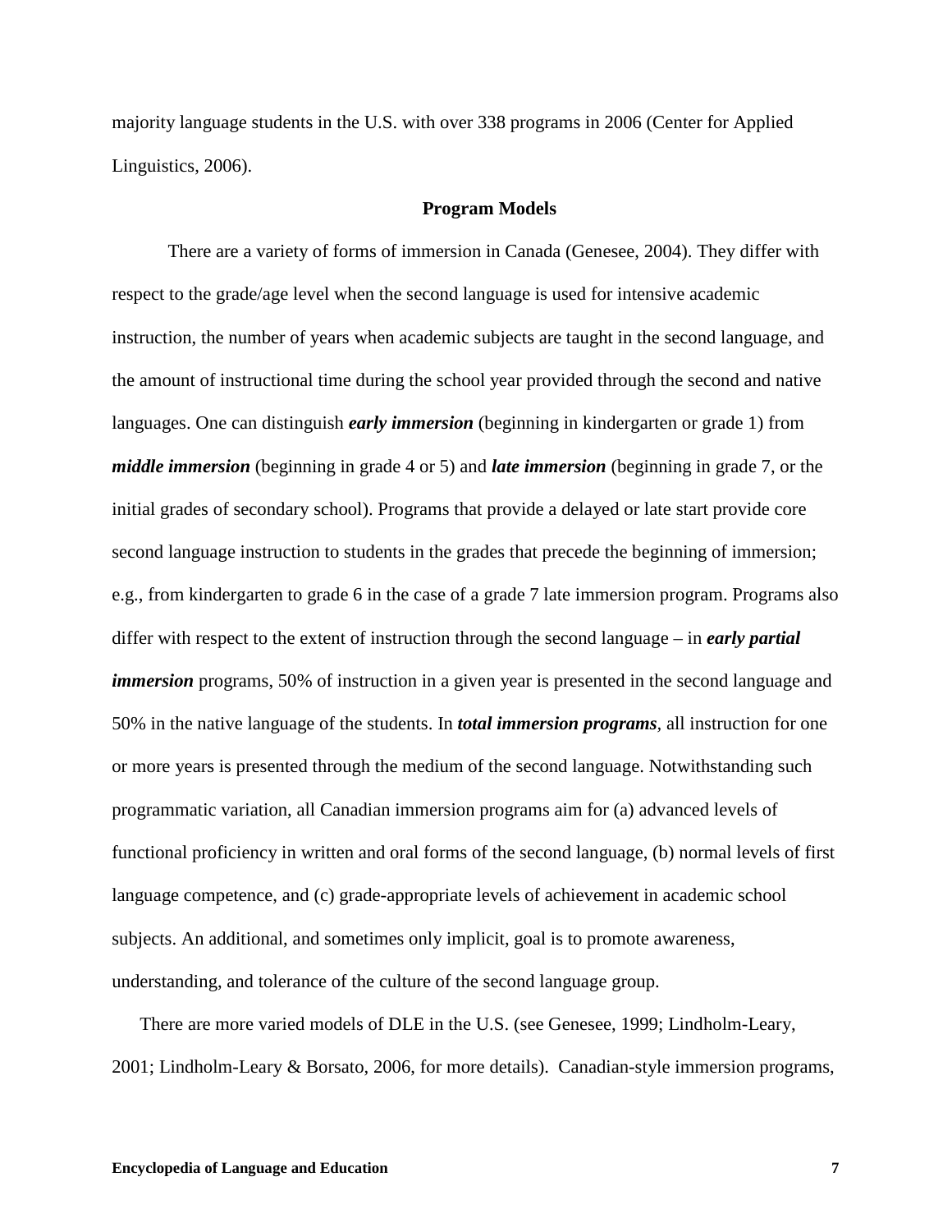majority language students in the U.S. with over 338 programs in 2006 (Center for Applied Linguistics, 2006).

## Program Models

There are a variety of forms of immersion in Canada (Genesee, 2004). They differ with respect to the grade/age level when the second language is used for intensive academic instruction, the number of years when academic subjects are taught in the second language, and the amount of instructional time during the school year provided through the second and native languages. One can distinguish ***early immersion*** (beginning in kindergarten or grade 1) from ***middle immersion*** (beginning in grade 4 or 5) and ***late immersion*** (beginning in grade 7, or the initial grades of secondary school). Programs that provide a delayed or late start provide core second language instruction to students in the grades that precede the beginning of immersion; e.g., from kindergarten to grade 6 in the case of a grade 7 late immersion program. Programs also differ with respect to the extent of instruction through the second language – in ***early partial immersion*** programs, 50% of instruction in a given year is presented in the second language and 50% in the native language of the students. In ***total immersion programs***, all instruction for one or more years is presented through the medium of the second language. Notwithstanding such programmatic variation, all Canadian immersion programs aim for (a) advanced levels of functional proficiency in written and oral forms of the second language, (b) normal levels of first language competence, and (c) grade-appropriate levels of achievement in academic school subjects. An additional, and sometimes only implicit, goal is to promote awareness, understanding, and tolerance of the culture of the second language group.

There are more varied models of DLE in the U.S. (see Genesee, 1999; Lindholm-Leary, 2001; Lindholm-Leary & Borsato, 2006, for more details). Canadian-style immersion programs,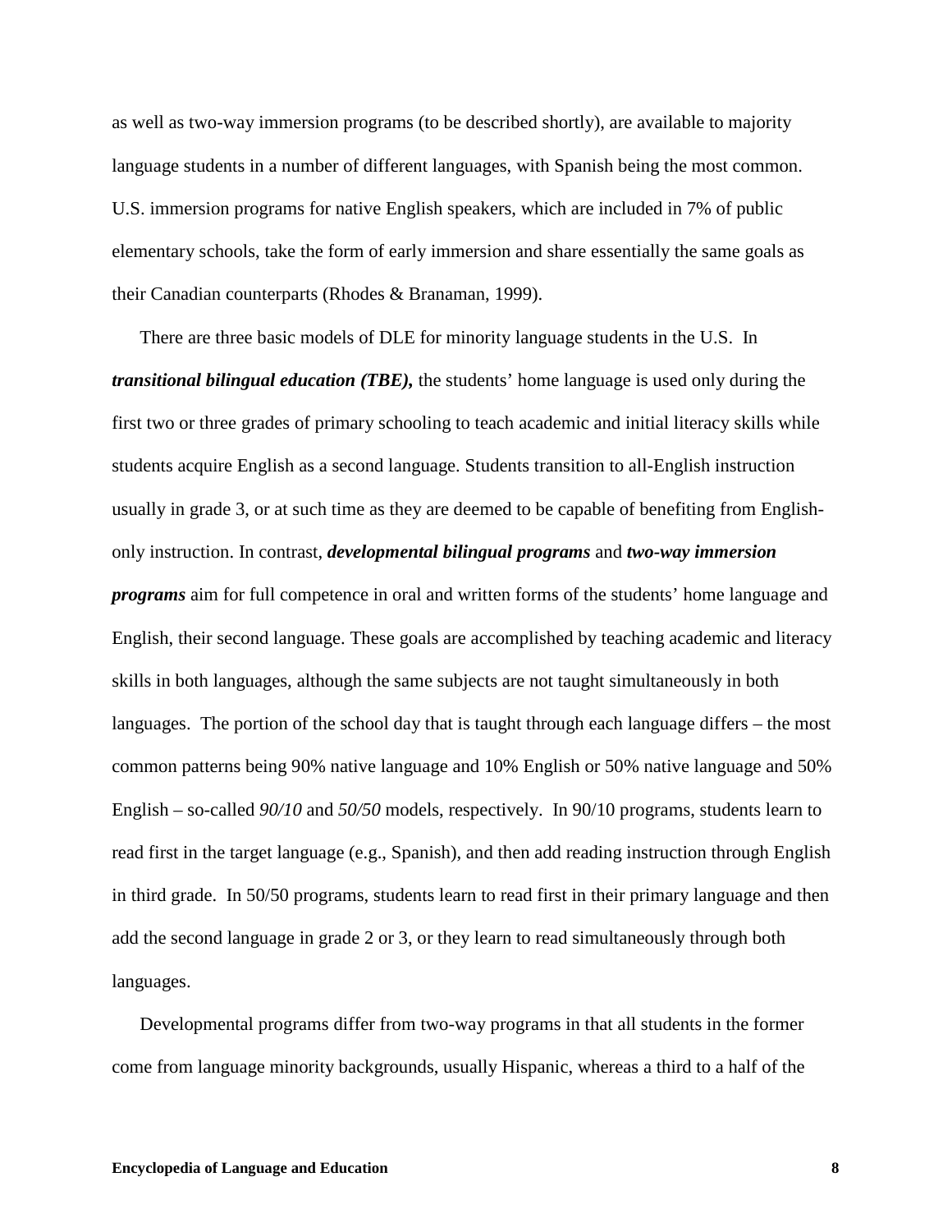as well as two-way immersion programs (to be described shortly), are available to majority language students in a number of different languages, with Spanish being the most common. U.S. immersion programs for native English speakers, which are included in 7% of public elementary schools, take the form of early immersion and share essentially the same goals as their Canadian counterparts (Rhodes & Branaman, 1999).

There are three basic models of DLE for minority language students in the U.S. In ***transitional bilingual education (TBE),*** the students' home language is used only during the first two or three grades of primary schooling to teach academic and initial literacy skills while students acquire English as a second language. Students transition to all-English instruction usually in grade 3, or at such time as they are deemed to be capable of benefiting from English-only instruction. In contrast, ***developmental bilingual programs*** and ***two-way immersion programs*** aim for full competence in oral and written forms of the students' home language and English, their second language. These goals are accomplished by teaching academic and literacy skills in both languages, although the same subjects are not taught simultaneously in both languages. The portion of the school day that is taught through each language differs – the most common patterns being 90% native language and 10% English or 50% native language and 50% English – so-called *90/10* and *50/50* models, respectively. In 90/10 programs, students learn to read first in the target language (e.g., Spanish), and then add reading instruction through English in third grade. In 50/50 programs, students learn to read first in their primary language and then add the second language in grade 2 or 3, or they learn to read simultaneously through both languages.

Developmental programs differ from two-way programs in that all students in the former come from language minority backgrounds, usually Hispanic, whereas a third to a half of the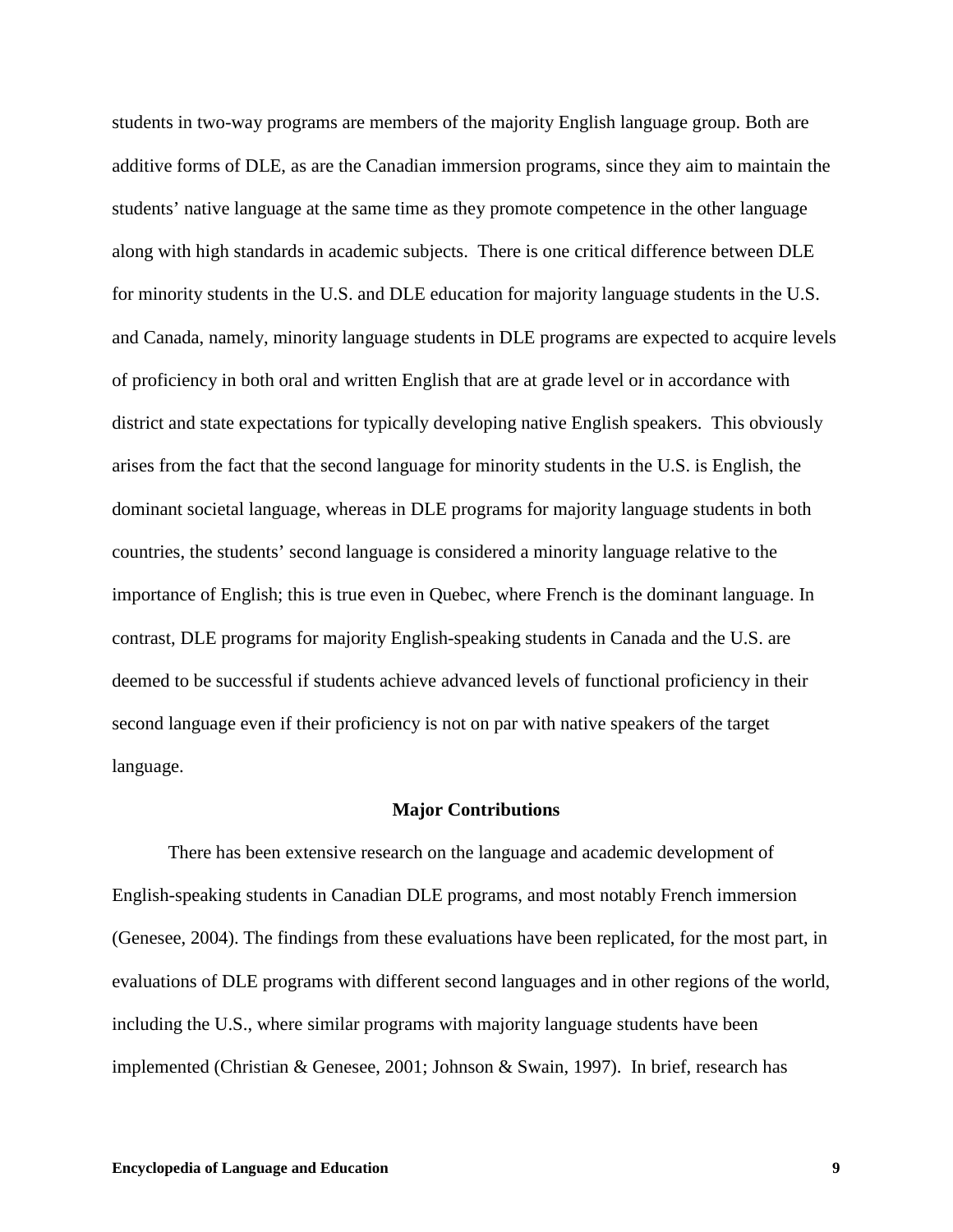students in two-way programs are members of the majority English language group. Both are additive forms of DLE, as are the Canadian immersion programs, since they aim to maintain the students' native language at the same time as they promote competence in the other language along with high standards in academic subjects. There is one critical difference between DLE for minority students in the U.S. and DLE education for majority language students in the U.S. and Canada, namely, minority language students in DLE programs are expected to acquire levels of proficiency in both oral and written English that are at grade level or in accordance with district and state expectations for typically developing native English speakers. This obviously arises from the fact that the second language for minority students in the U.S. is English, the dominant societal language, whereas in DLE programs for majority language students in both countries, the students' second language is considered a minority language relative to the importance of English; this is true even in Quebec, where French is the dominant language. In contrast, DLE programs for majority English-speaking students in Canada and the U.S. are deemed to be successful if students achieve advanced levels of functional proficiency in their second language even if their proficiency is not on par with native speakers of the target language.

## Major Contributions

There has been extensive research on the language and academic development of English-speaking students in Canadian DLE programs, and most notably French immersion (Genesee, 2004). The findings from these evaluations have been replicated, for the most part, in evaluations of DLE programs with different second languages and in other regions of the world, including the U.S., where similar programs with majority language students have been implemented (Christian & Genesee, 2001; Johnson & Swain, 1997). In brief, research has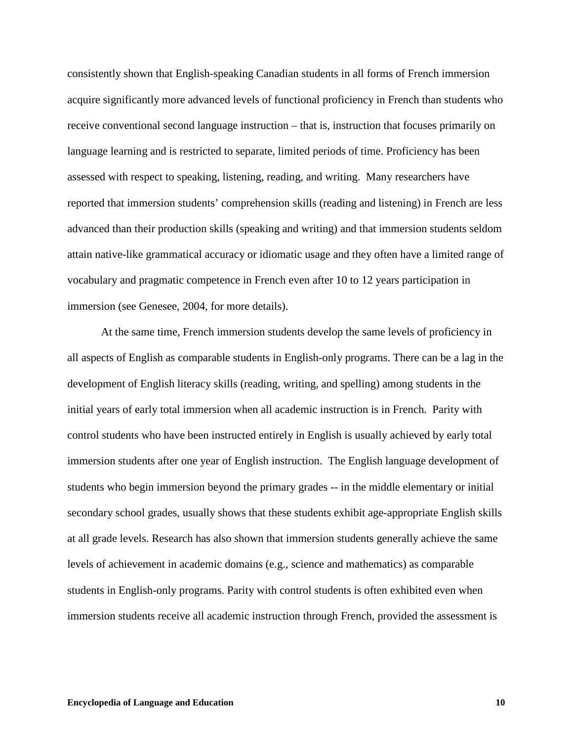consistently shown that English-speaking Canadian students in all forms of French immersion acquire significantly more advanced levels of functional proficiency in French than students who receive conventional second language instruction – that is, instruction that focuses primarily on language learning and is restricted to separate, limited periods of time. Proficiency has been assessed with respect to speaking, listening, reading, and writing. Many researchers have reported that immersion students' comprehension skills (reading and listening) in French are less advanced than their production skills (speaking and writing) and that immersion students seldom attain native-like grammatical accuracy or idiomatic usage and they often have a limited range of vocabulary and pragmatic competence in French even after 10 to 12 years participation in immersion (see Genesee, 2004, for more details).

At the same time, French immersion students develop the same levels of proficiency in all aspects of English as comparable students in English-only programs. There can be a lag in the development of English literacy skills (reading, writing, and spelling) among students in the initial years of early total immersion when all academic instruction is in French. Parity with control students who have been instructed entirely in English is usually achieved by early total immersion students after one year of English instruction. The English language development of students who begin immersion beyond the primary grades -- in the middle elementary or initial secondary school grades, usually shows that these students exhibit age-appropriate English skills at all grade levels. Research has also shown that immersion students generally achieve the same levels of achievement in academic domains (e.g., science and mathematics) as comparable students in English-only programs. Parity with control students is often exhibited even when immersion students receive all academic instruction through French, provided the assessment is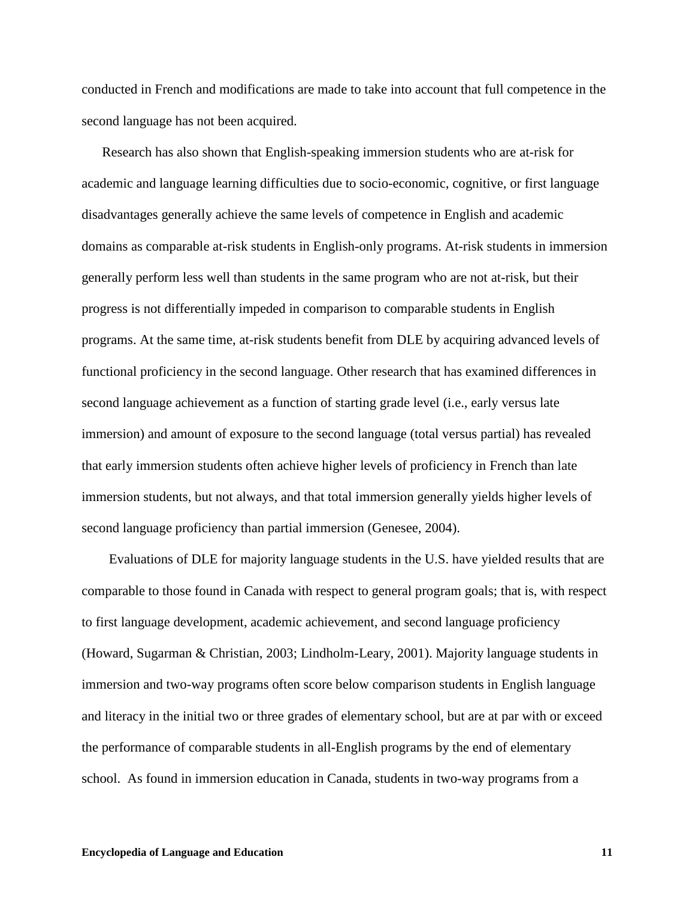conducted in French and modifications are made to take into account that full competence in the second language has not been acquired.

Research has also shown that English-speaking immersion students who are at-risk for academic and language learning difficulties due to socio-economic, cognitive, or first language disadvantages generally achieve the same levels of competence in English and academic domains as comparable at-risk students in English-only programs. At-risk students in immersion generally perform less well than students in the same program who are not at-risk, but their progress is not differentially impeded in comparison to comparable students in English programs. At the same time, at-risk students benefit from DLE by acquiring advanced levels of functional proficiency in the second language. Other research that has examined differences in second language achievement as a function of starting grade level (i.e., early versus late immersion) and amount of exposure to the second language (total versus partial) has revealed that early immersion students often achieve higher levels of proficiency in French than late immersion students, but not always, and that total immersion generally yields higher levels of second language proficiency than partial immersion (Genesee, 2004).

Evaluations of DLE for majority language students in the U.S. have yielded results that are comparable to those found in Canada with respect to general program goals; that is, with respect to first language development, academic achievement, and second language proficiency (Howard, Sugarman & Christian, 2003; Lindholm-Leary, 2001). Majority language students in immersion and two-way programs often score below comparison students in English language and literacy in the initial two or three grades of elementary school, but are at par with or exceed the performance of comparable students in all-English programs by the end of elementary school. As found in immersion education in Canada, students in two-way programs from a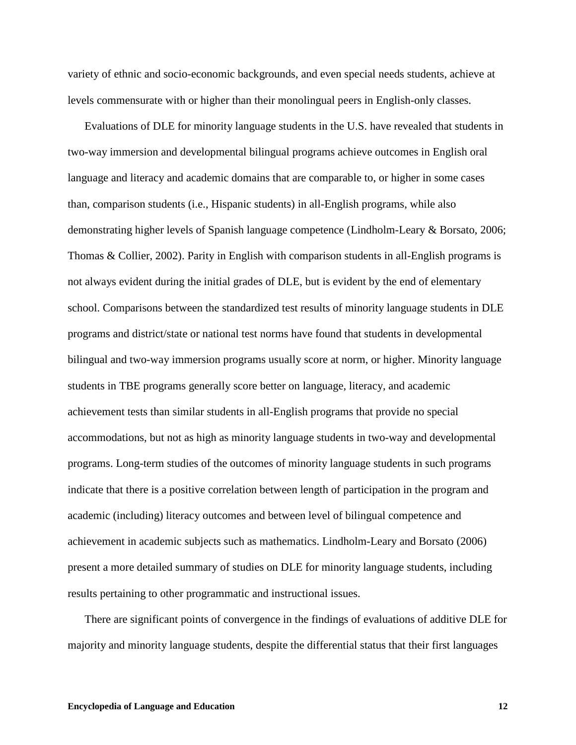variety of ethnic and socio-economic backgrounds, and even special needs students, achieve at levels commensurate with or higher than their monolingual peers in English-only classes.

Evaluations of DLE for minority language students in the U.S. have revealed that students in two-way immersion and developmental bilingual programs achieve outcomes in English oral language and literacy and academic domains that are comparable to, or higher in some cases than, comparison students (i.e., Hispanic students) in all-English programs, while also demonstrating higher levels of Spanish language competence (Lindholm-Leary & Borsato, 2006; Thomas & Collier, 2002). Parity in English with comparison students in all-English programs is not always evident during the initial grades of DLE, but is evident by the end of elementary school. Comparisons between the standardized test results of minority language students in DLE programs and district/state or national test norms have found that students in developmental bilingual and two-way immersion programs usually score at norm, or higher. Minority language students in TBE programs generally score better on language, literacy, and academic achievement tests than similar students in all-English programs that provide no special accommodations, but not as high as minority language students in two-way and developmental programs. Long-term studies of the outcomes of minority language students in such programs indicate that there is a positive correlation between length of participation in the program and academic (including) literacy outcomes and between level of bilingual competence and achievement in academic subjects such as mathematics. Lindholm-Leary and Borsato (2006) present a more detailed summary of studies on DLE for minority language students, including results pertaining to other programmatic and instructional issues.

There are significant points of convergence in the findings of evaluations of additive DLE for majority and minority language students, despite the differential status that their first languages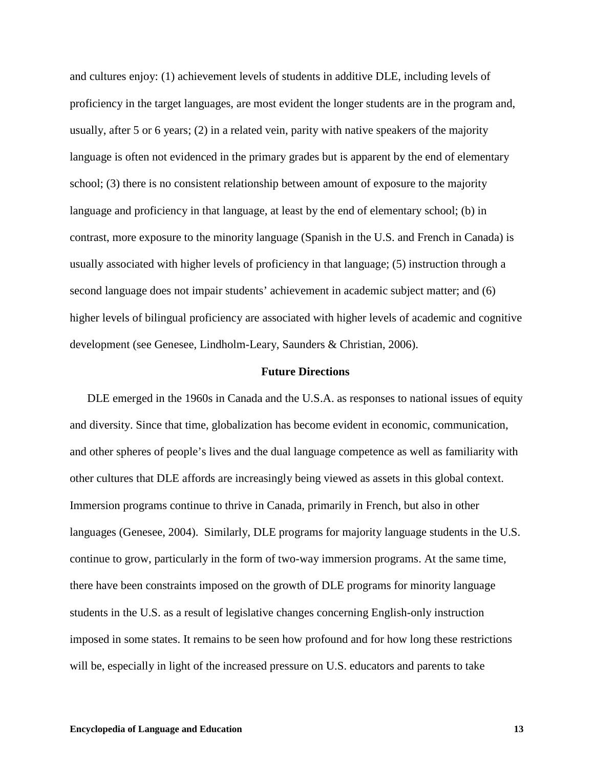and cultures enjoy: (1) achievement levels of students in additive DLE, including levels of proficiency in the target languages, are most evident the longer students are in the program and, usually, after 5 or 6 years; (2) in a related vein, parity with native speakers of the majority language is often not evidenced in the primary grades but is apparent by the end of elementary school; (3) there is no consistent relationship between amount of exposure to the majority language and proficiency in that language, at least by the end of elementary school; (b) in contrast, more exposure to the minority language (Spanish in the U.S. and French in Canada) is usually associated with higher levels of proficiency in that language; (5) instruction through a second language does not impair students' achievement in academic subject matter; and (6) higher levels of bilingual proficiency are associated with higher levels of academic and cognitive development (see Genesee, Lindholm-Leary, Saunders & Christian, 2006).

## Future Directions

DLE emerged in the 1960s in Canada and the U.S.A. as responses to national issues of equity and diversity. Since that time, globalization has become evident in economic, communication, and other spheres of people's lives and the dual language competence as well as familiarity with other cultures that DLE affords are increasingly being viewed as assets in this global context. Immersion programs continue to thrive in Canada, primarily in French, but also in other languages (Genesee, 2004). Similarly, DLE programs for majority language students in the U.S. continue to grow, particularly in the form of two-way immersion programs. At the same time, there have been constraints imposed on the growth of DLE programs for minority language students in the U.S. as a result of legislative changes concerning English-only instruction imposed in some states. It remains to be seen how profound and for how long these restrictions will be, especially in light of the increased pressure on U.S. educators and parents to take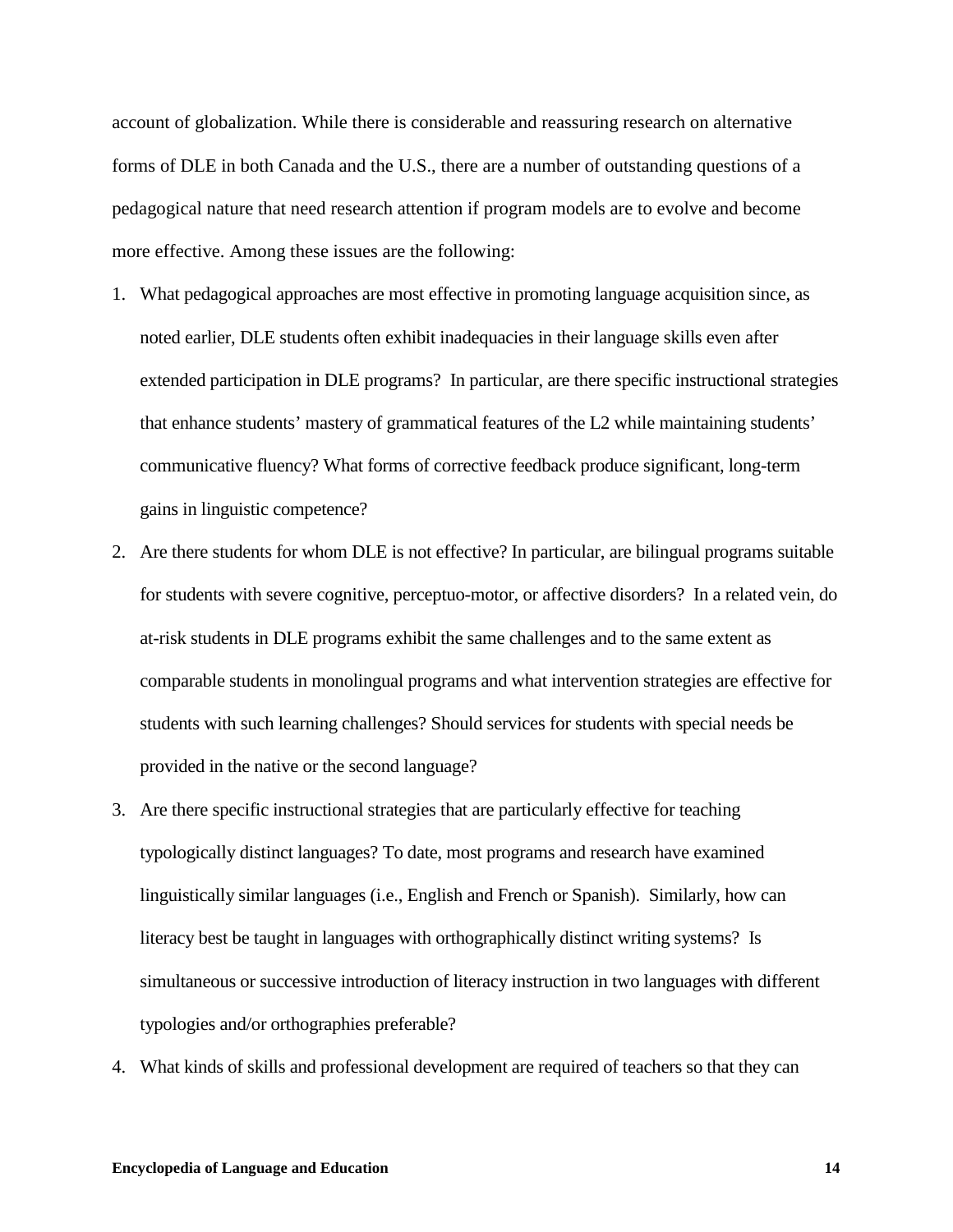account of globalization. While there is considerable and reassuring research on alternative forms of DLE in both Canada and the U.S., there are a number of outstanding questions of a pedagogical nature that need research attention if program models are to evolve and become more effective. Among these issues are the following:

1. What pedagogical approaches are most effective in promoting language acquisition since, as noted earlier, DLE students often exhibit inadequacies in their language skills even after extended participation in DLE programs? In particular, are there specific instructional strategies that enhance students' mastery of grammatical features of the L2 while maintaining students' communicative fluency? What forms of corrective feedback produce significant, long-term gains in linguistic competence?
2. Are there students for whom DLE is not effective? In particular, are bilingual programs suitable for students with severe cognitive, perceptuo-motor, or affective disorders? In a related vein, do at-risk students in DLE programs exhibit the same challenges and to the same extent as comparable students in monolingual programs and what intervention strategies are effective for students with such learning challenges? Should services for students with special needs be provided in the native or the second language?
3. Are there specific instructional strategies that are particularly effective for teaching typologically distinct languages? To date, most programs and research have examined linguistically similar languages (i.e., English and French or Spanish). Similarly, how can literacy best be taught in languages with orthographically distinct writing systems? Is simultaneous or successive introduction of literacy instruction in two languages with different typologies and/or orthographies preferable?
4. What kinds of skills and professional development are required of teachers so that they can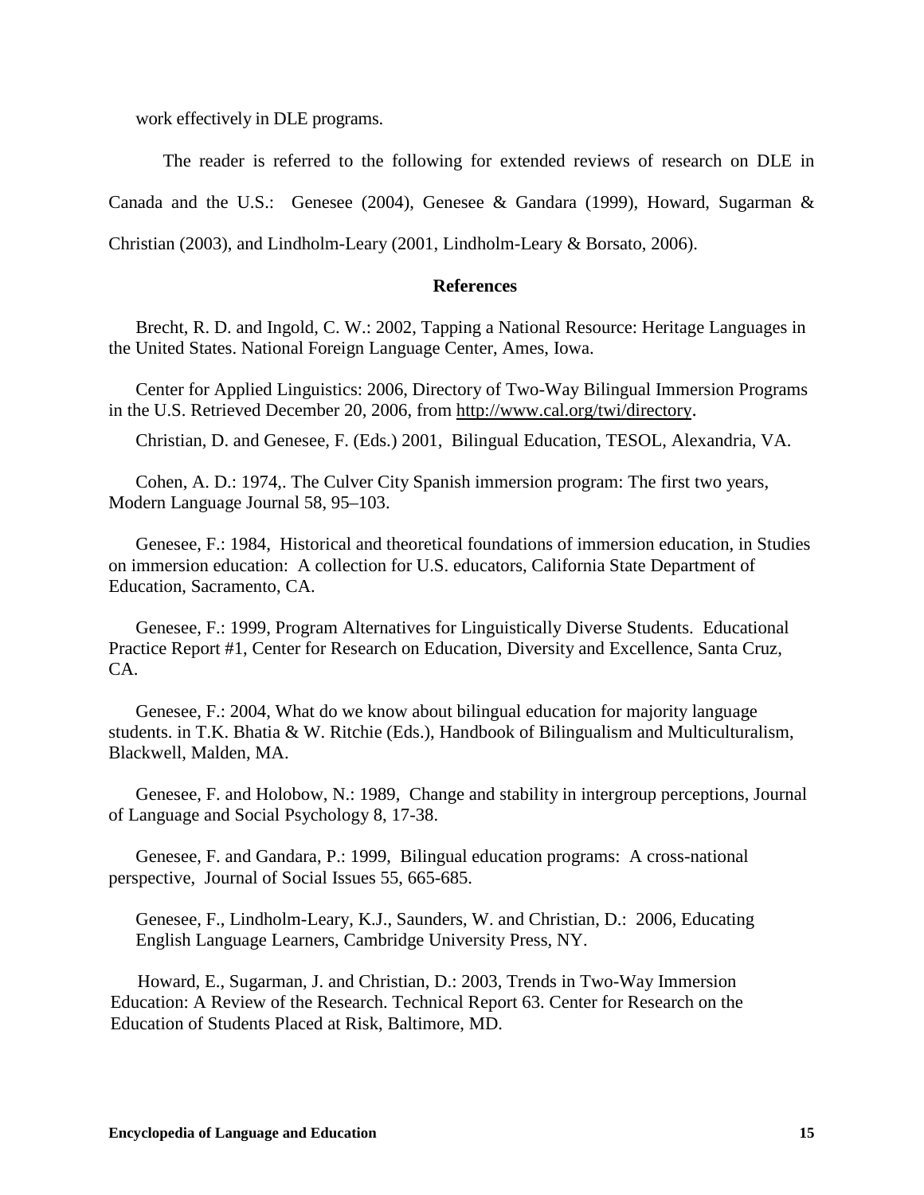work effectively in DLE programs.

The reader is referred to the following for extended reviews of research on DLE in Canada and the U.S.: Genesee (2004), Genesee & Gandara (1999), Howard, Sugarman & Christian (2003), and Lindholm-Leary (2001, Lindholm-Leary & Borsato, 2006).

## References

Brecht, R. D. and Ingold, C. W.: 2002, Tapping a National Resource: Heritage Languages in the United States. National Foreign Language Center, Ames, Iowa.

Center for Applied Linguistics: 2006, Directory of Two-Way Bilingual Immersion Programs in the U.S. Retrieved December 20, 2006, from http://www.cal.org/twi/directory.

Christian, D. and Genesee, F. (Eds.) 2001, Bilingual Education, TESOL, Alexandria, VA.

Cohen, A. D.: 1974,. The Culver City Spanish immersion program: The first two years, Modern Language Journal 58, 95–103.

Genesee, F.: 1984, Historical and theoretical foundations of immersion education, in Studies on immersion education: A collection for U.S. educators, California State Department of Education, Sacramento, CA.

Genesee, F.: 1999, Program Alternatives for Linguistically Diverse Students. Educational Practice Report #1, Center for Research on Education, Diversity and Excellence, Santa Cruz, CA.

Genesee, F.: 2004, What do we know about bilingual education for majority language students. in T.K. Bhatia & W. Ritchie (Eds.), Handbook of Bilingualism and Multiculturalism, Blackwell, Malden, MA.

Genesee, F. and Holobow, N.: 1989, Change and stability in intergroup perceptions, Journal of Language and Social Psychology 8, 17-38.

Genesee, F. and Gandara, P.: 1999, Bilingual education programs: A cross-national perspective, Journal of Social Issues 55, 665-685.

Genesee, F., Lindholm-Leary, K.J., Saunders, W. and Christian, D.: 2006, Educating English Language Learners, Cambridge University Press, NY.

Howard, E., Sugarman, J. and Christian, D.: 2003, Trends in Two-Way Immersion Education: A Review of the Research. Technical Report 63. Center for Research on the Education of Students Placed at Risk, Baltimore, MD.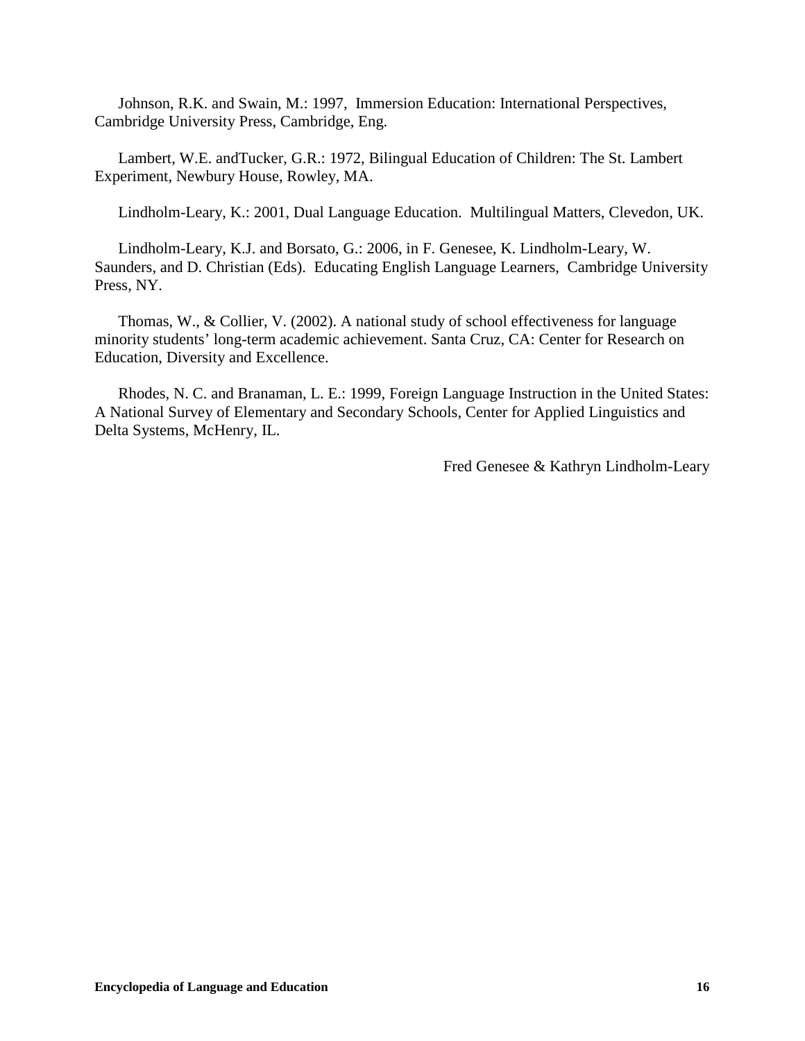Johnson, R.K. and Swain, M.: 1997, Immersion Education: International Perspectives, Cambridge University Press, Cambridge, Eng.

Lambert, W.E. andTucker, G.R.: 1972, Bilingual Education of Children: The St. Lambert Experiment, Newbury House, Rowley, MA.

Lindholm-Leary, K.: 2001, Dual Language Education. Multilingual Matters, Clevedon, UK.

Lindholm-Leary, K.J. and Borsato, G.: 2006, in F. Genesee, K. Lindholm-Leary, W. Saunders, and D. Christian (Eds). Educating English Language Learners, Cambridge University Press, NY.

Thomas, W., & Collier, V. (2002). A national study of school effectiveness for language minority students' long-term academic achievement. Santa Cruz, CA: Center for Research on Education, Diversity and Excellence.

Rhodes, N. C. and Branaman, L. E.: 1999, Foreign Language Instruction in the United States: A National Survey of Elementary and Secondary Schools, Center for Applied Linguistics and Delta Systems, McHenry, IL.

Fred Genesee & Kathryn Lindholm-Leary